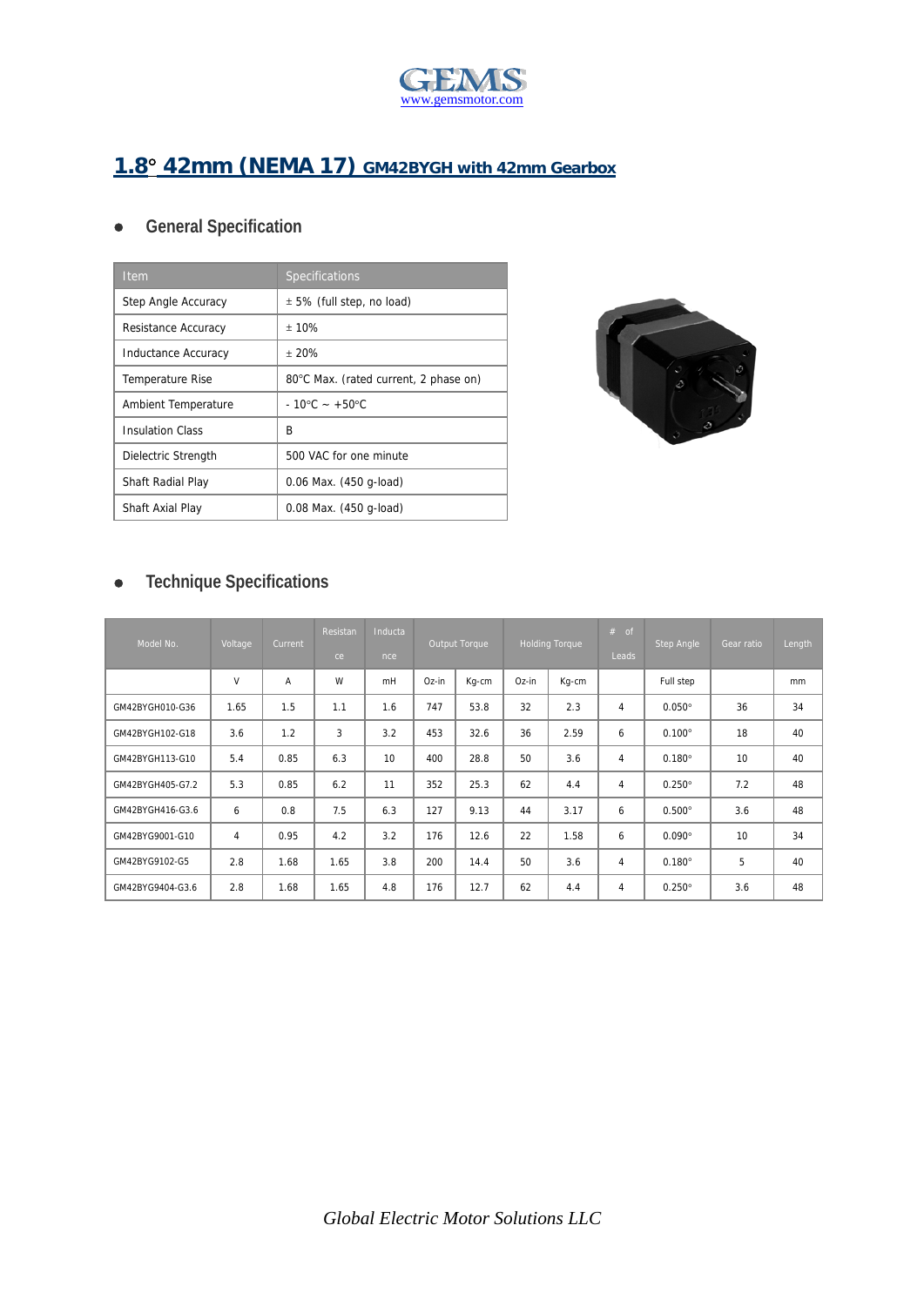GEMS
www.gemsmotor.com

# 1.8° 42mm (NEMA 17) GM42BYGH with 42mm Gearbox

## General Specification

| Item | Specifications |
|---|---|
| Step Angle Accuracy | ± 5% (full step, no load) |
| Resistance Accuracy | ± 10% |
| Inductance Accuracy | ± 20% |
| Temperature Rise | 80°C Max. (rated current, 2 phase on) |
| Ambient Temperature | - 10°C ~ +50°C |
| Insulation Class | B |
| Dielectric Strength | 500 VAC for one minute |
| Shaft Radial Play | 0.06 Max. (450 g-load) |
| Shaft Axial Play | 0.08 Max. (450 g-load) |

## Technique Specifications

| Model No. | Voltage | Current | Resistance | Inductance | Output Torque | | Holding Torque | | # of Leads | Step Angle | Gear ratio | Length |
|---|---|---|---|---|---|---|---|---|---|---|---|---|
| | V | A | W | mH | Oz-in | Kg-cm | Oz-in | Kg-cm | | Full step | | mm |
| GM42BYGH010-G36 | 1.65 | 1.5 | 1.1 | 1.6 | 747 | 53.8 | 32 | 2.3 | 4 | 0.050° | 36 | 34 |
| GM42BYGH102-G18 | 3.6 | 1.2 | 3 | 3.2 | 453 | 32.6 | 36 | 2.59 | 6 | 0.100° | 18 | 40 |
| GM42BYGH113-G10 | 5.4 | 0.85 | 6.3 | 10 | 400 | 28.8 | 50 | 3.6 | 4 | 0.180° | 10 | 40 |
| GM42BYGH405-G7.2 | 5.3 | 0.85 | 6.2 | 11 | 352 | 25.3 | 62 | 4.4 | 4 | 0.250° | 7.2 | 48 |
| GM42BYGH416-G3.6 | 6 | 0.8 | 7.5 | 6.3 | 127 | 9.13 | 44 | 3.17 | 6 | 0.500° | 3.6 | 48 |
| GM42BYG9001-G10 | 4 | 0.95 | 4.2 | 3.2 | 176 | 12.6 | 22 | 1.58 | 6 | 0.090° | 10 | 34 |
| GM42BYG9102-G5 | 2.8 | 1.68 | 1.65 | 3.8 | 200 | 14.4 | 50 | 3.6 | 4 | 0.180° | 5 | 40 |
| GM42BYG9404-G3.6 | 2.8 | 1.68 | 1.65 | 4.8 | 176 | 12.7 | 62 | 4.4 | 4 | 0.250° | 3.6 | 48 |

*Global Electric Motor Solutions LLC*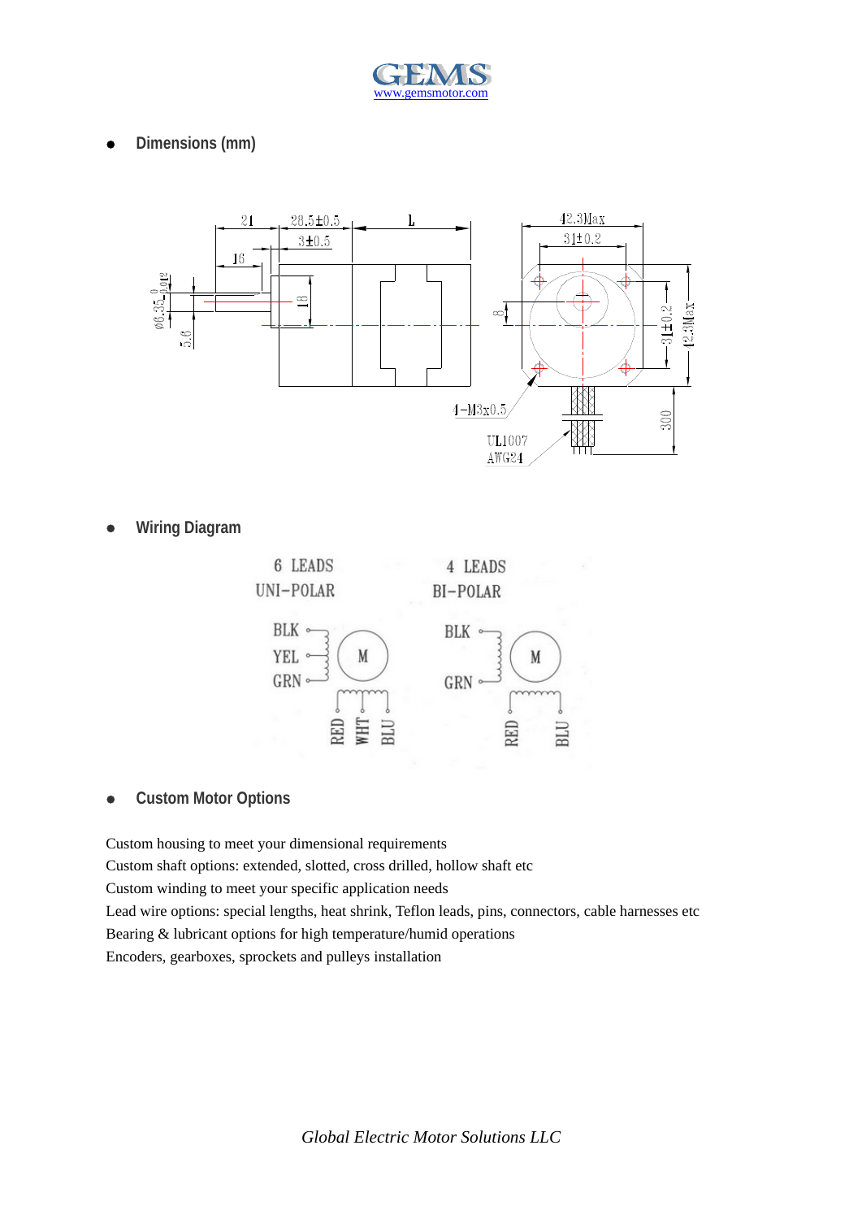- **Dimensions (mm)**

21
28.5±0.5
L
3±0.5
16
φ6.35 0/-0.012
5.6
18
42.3Max
31±0.2
8
31±0.2
42.3Max
4-M3x0.5
UL1007
AWG24
300

- **Wiring Diagram**

6 LEADS
UNI-POLAR
BLK
YEL
GRN
M
RED
WHT
BLU

4 LEADS
BI-POLAR
BLK
GRN
M
RED
BLU

- **Custom Motor Options**

Custom housing to meet your dimensional requirements
Custom shaft options: extended, slotted, cross drilled, hollow shaft etc
Custom winding to meet your specific application needs
Lead wire options: special lengths, heat shrink, Teflon leads, pins, connectors, cable harnesses etc
Bearing & lubricant options for high temperature/humid operations
Encoders, gearboxes, sprockets and pulleys installation